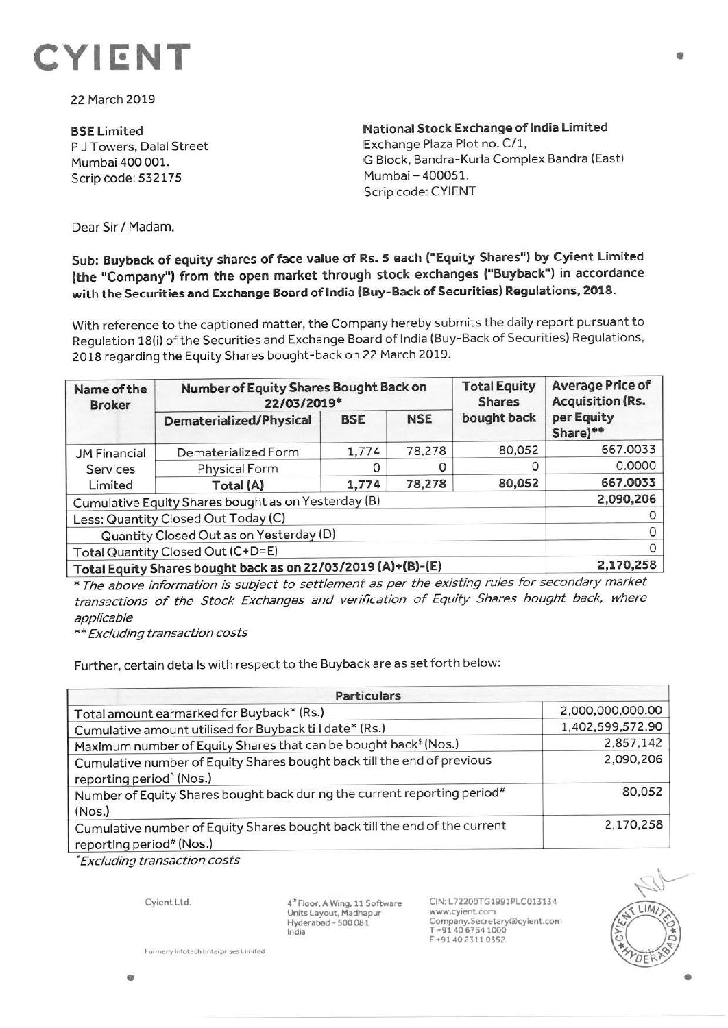# CYIENT

22 March 2019

**BSE Limited**
P J Towers, Dalal Street
Mumbai 400 001.
Scrip code: 532175

**National Stock Exchange of India Limited**
Exchange Plaza Plot no. C/1,
G Block, Bandra-Kurla Complex Bandra (East)
Mumbai – 400051.
Scrip code: CYIENT

Dear Sir / Madam,

**Sub: Buyback of equity shares of face value of Rs. 5 each ("Equity Shares") by Cyient Limited (the "Company") from the open market through stock exchanges ("Buyback") in accordance with the Securities and Exchange Board of India (Buy-Back of Securities) Regulations, 2018.**

With reference to the captioned matter, the Company hereby submits the daily report pursuant to Regulation 18(i) of the Securities and Exchange Board of India (Buy-Back of Securities) Regulations, 2018 regarding the Equity Shares bought-back on 22 March 2019.

| Name of the Broker | Number of Equity Shares Bought Back on 22/03/2019* | | | Total Equity Shares bought back | Average Price of Acquisition (Rs. per Equity Share)** |
|---|---|---|---|---|---|
| | Dematerialized/Physical | BSE | NSE | | |
| JM Financial Services Limited | Dematerialized Form | 1,774 | 78,278 | 80,052 | 667.0033 |
| | Physical Form | 0 | 0 | 0 | 0.0000 |
| | Total (A) | 1,774 | 78,278 | 80,052 | 667.0033 |
| Cumulative Equity Shares bought as on Yesterday (B) | | | | | 2,090,206 |
| Less: Quantity Closed Out Today (C) | | | | | 0 |
| Quantity Closed Out as on Yesterday (D) | | | | | 0 |
| Total Quantity Closed Out (C+D=E) | | | | | 0 |
| Total Equity Shares bought back as on 22/03/2019 (A)+(B)-(E) | | | | | 2,170,258 |

*\* The above information is subject to settlement as per the existing rules for secondary market transactions of the Stock Exchanges and verification of Equity Shares bought back, where applicable*

*\*\* Excluding transaction costs*

Further, certain details with respect to the Buyback are as set forth below:

| Particulars | |
|---|---|
| Total amount earmarked for Buyback* (Rs.) | 2,000,000,000.00 |
| Cumulative amount utilised for Buyback till date* (Rs.) | 1,402,599,572.90 |
| Maximum number of Equity Shares that can be bought back$ (Nos.) | 2,857,142 |
| Cumulative number of Equity Shares bought back till the end of previous reporting period^ (Nos.) | 2,090,206 |
| Number of Equity Shares bought back during the current reporting period# (Nos.) | 80,052 |
| Cumulative number of Equity Shares bought back till the end of the current reporting period# (Nos.) | 2,170,258 |

*\*Excluding transaction costs*

Cyient Ltd.

4th Floor, A Wing, 11 Software Units Layout, Madhapur Hyderabad - 500 081 India

CIN: L72200TG1991PLC013134
www.cyient.com
Company.Secretary@cyient.com
T +91 40 6764 1000
F +91 40 2311 0352

Formerly Infotech Enterprises Limited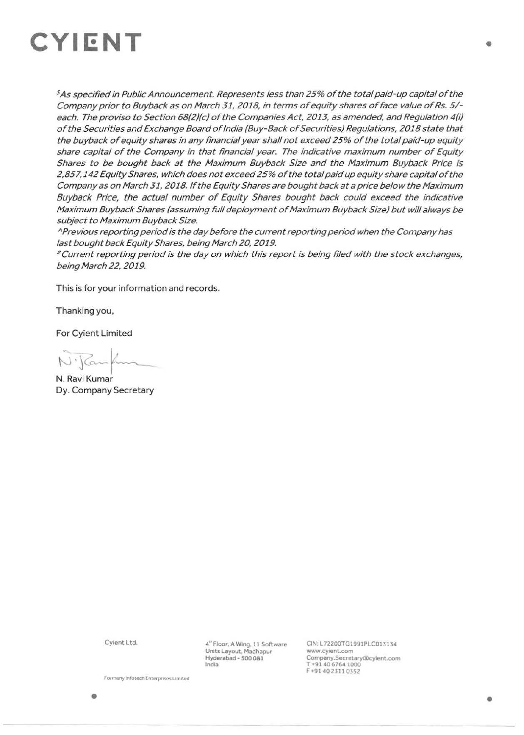# CYIENT

*$As specified in Public Announcement. Represents less than 25% of the total paid-up capital of the Company prior to Buyback as on March 31, 2018, in terms of equity shares of face value of Rs. 5/- each. The proviso to Section 68(2)(c) of the Companies Act, 2013, as amended, and Regulation 4(i) of the Securities and Exchange Board of India (Buy-Back of Securities) Regulations, 2018 state that the buyback of equity shares in any financial year shall not exceed 25% of the total paid-up equity share capital of the Company in that financial year. The indicative maximum number of Equity Shares to be bought back at the Maximum Buyback Size and the Maximum Buyback Price is 2,857,142 Equity Shares, which does not exceed 25% of the total paid up equity share capital of the Company as on March 31, 2018. If the Equity Shares are bought back at a price below the Maximum Buyback Price, the actual number of Equity Shares bought back could exceed the indicative Maximum Buyback Shares (assuming full deployment of Maximum Buyback Size) but will always be subject to Maximum Buyback Size.*

*^Previous reporting period is the day before the current reporting period when the Company has last bought back Equity Shares, being March 20, 2019.*

*#Current reporting period is the day on which this report is being filed with the stock exchanges, being March 22, 2019.*

This is for your information and records.

Thanking you,

For Cyient Limited

N. Ravi Kumar
Dy. Company Secretary

Cyient Ltd.

4th Floor, A Wing, 11 Software Units Layout, Madhapur Hyderabad - 500 081 India

CIN: L72200TG1991PLC013134
www.cyient.com
Company.Secretary@cyient.com
T +91 40 6764 1000
F +91 40 2311 0352

Formerly Infotech Enterprises Limited